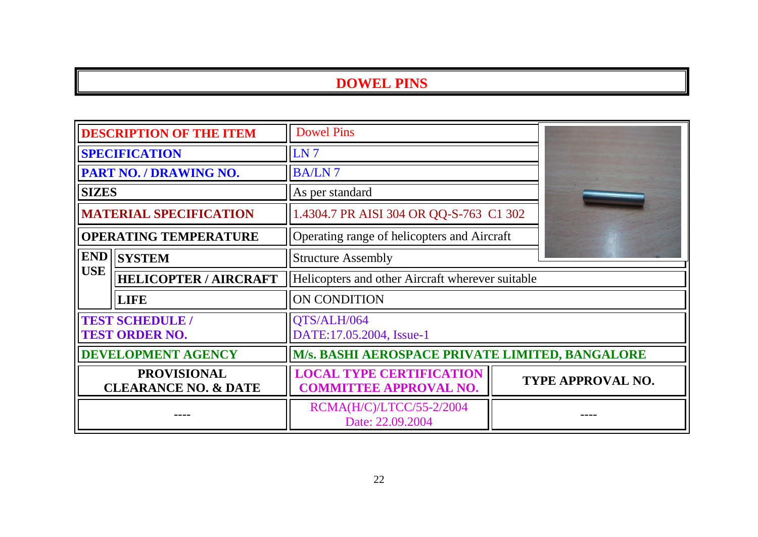# DOWEL PINS

| | | |
|---|---|---|
| **DESCRIPTION OF THE ITEM** | Dowel Pins | |
| **SPECIFICATION** | LN 7 | |
| **PART NO. / DRAWING NO.** | BA/LN 7 | |
| **SIZES** | As per standard | |
| **MATERIAL SPECIFICATION** | 1.4304.7 PR AISI 304 OR QQ-S-763 C1 302 | |
| **OPERATING TEMPERATURE** | Operating range of helicopters and Aircraft | |
| **END USE** – **SYSTEM** | Structure Assembly | |
| **END USE** – **HELICOPTER / AIRCRAFT** | Helicopters and other Aircraft wherever suitable | |
| **END USE** – **LIFE** | ON CONDITION | |
| **TEST SCHEDULE / TEST ORDER NO.** | QTS/ALH/064 DATE:17.05.2004, Issue-1 | |
| **DEVELOPMENT AGENCY** | **M/s. BASHI AEROSPACE PRIVATE LIMITED, BANGALORE** | |
| **PROVISIONAL CLEARANCE NO. & DATE** | **LOCAL TYPE CERTIFICATION COMMITTEE APPROVAL NO.** | **TYPE APPROVAL NO.** |
| ---- | RCMA(H/C)/LTCC/55-2/2004 Date: 22.09.2004 | ---- |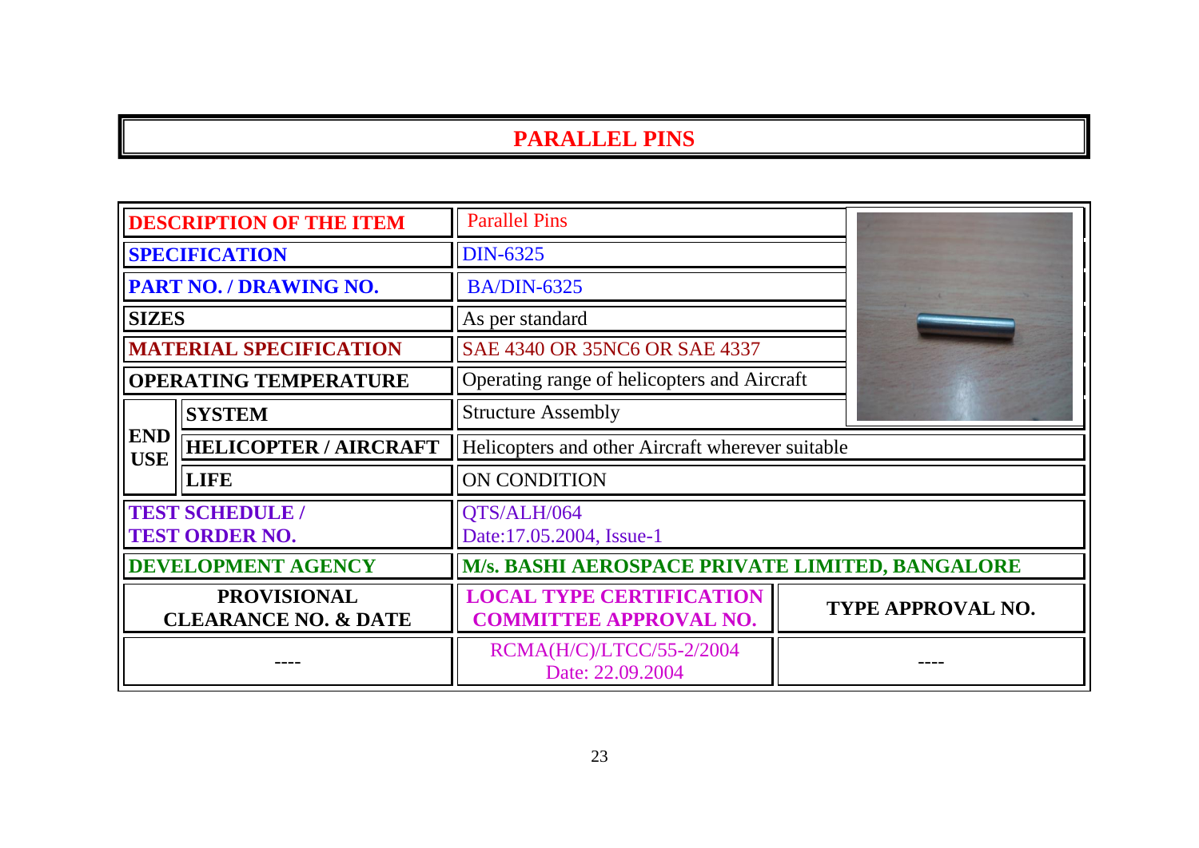# PARALLEL PINS

| | | | |
|---|---|---|---|
| **DESCRIPTION OF THE ITEM** | | Parallel Pins | |
| **SPECIFICATION** | | DIN-6325 | |
| **PART NO. / DRAWING NO.** | | BA/DIN-6325 | |
| **SIZES** | | As per standard | |
| **MATERIAL SPECIFICATION** | | SAE 4340 OR 35NC6 OR SAE 4337 | |
| **OPERATING TEMPERATURE** | | Operating range of helicopters and Aircraft | |
| **END USE** | **SYSTEM** | Structure Assembly | |
| | **HELICOPTER / AIRCRAFT** | Helicopters and other Aircraft wherever suitable | |
| | **LIFE** | ON CONDITION | |
| **TEST SCHEDULE / TEST ORDER NO.** | | QTS/ALH/064<br>Date:17.05.2004, Issue-1 | |
| **DEVELOPMENT AGENCY** | | **M/s. BASHI AEROSPACE PRIVATE LIMITED, BANGALORE** | |
| **PROVISIONAL CLEARANCE NO. & DATE** | | **LOCAL TYPE CERTIFICATION COMMITTEE APPROVAL NO.** | **TYPE APPROVAL NO.** |
| ---- | | RCMA(H/C)/LTCC/55-2/2004<br>Date: 22.09.2004 | ---- |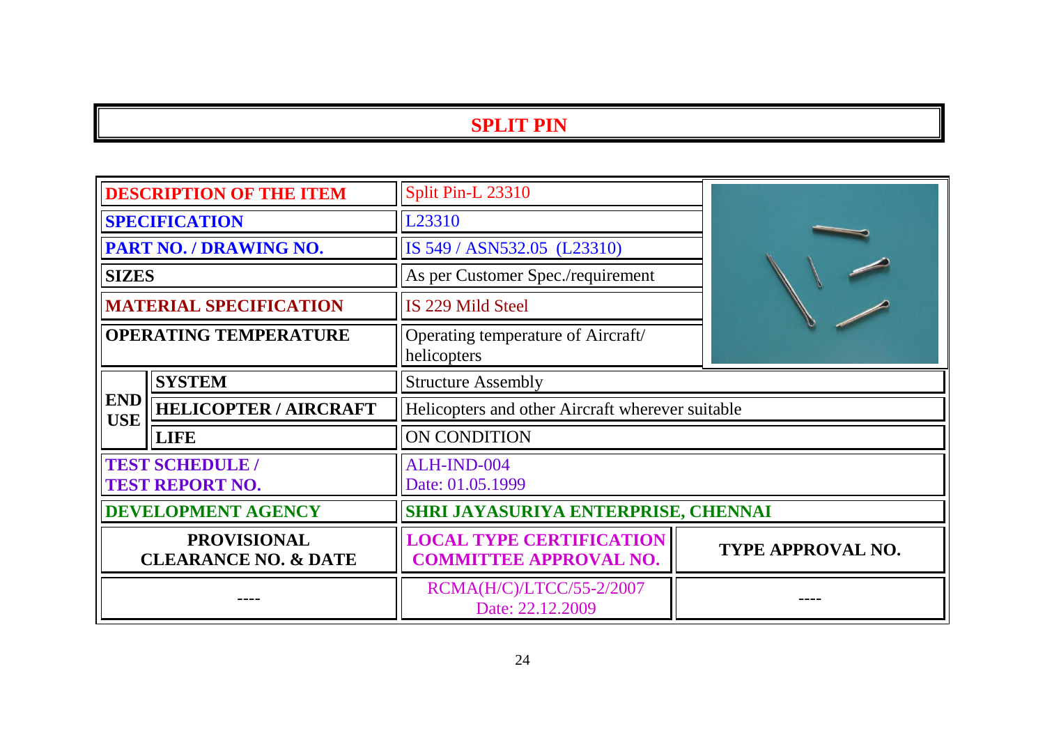# SPLIT PIN

| | | | |
|---|---|---|---|
| **DESCRIPTION OF THE ITEM** | | Split Pin-L 23310 | |
| **SPECIFICATION** | | L23310 | |
| **PART NO. / DRAWING NO.** | | IS 549 / ASN532.05 (L23310) | |
| **SIZES** | | As per Customer Spec./requirement | |
| **MATERIAL SPECIFICATION** | | IS 229 Mild Steel | |
| **OPERATING TEMPERATURE** | | Operating temperature of Aircraft/ helicopters | |
| **END USE** | **SYSTEM** | Structure Assembly | |
| | **HELICOPTER / AIRCRAFT** | Helicopters and other Aircraft wherever suitable | |
| | **LIFE** | ON CONDITION | |
| **TEST SCHEDULE / TEST REPORT NO.** | | ALH-IND-004<br>Date: 01.05.1999 | |
| **DEVELOPMENT AGENCY** | | **SHRI JAYASURIYA ENTERPRISE, CHENNAI** | |
| **PROVISIONAL CLEARANCE NO. & DATE** | | **LOCAL TYPE CERTIFICATION COMMITTEE APPROVAL NO.** | **TYPE APPROVAL NO.** |
| ---- | | RCMA(H/C)/LTCC/55-2/2007<br>Date: 22.12.2009 | ---- |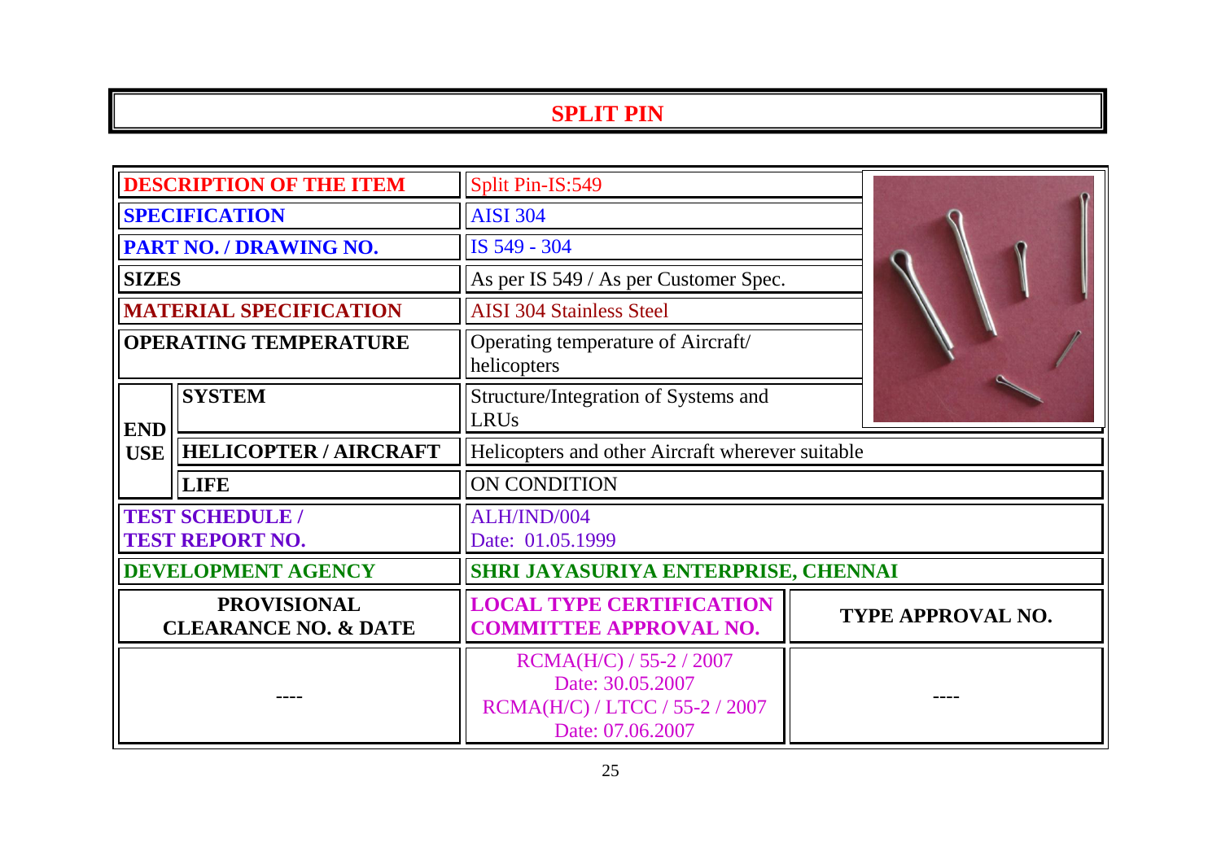# SPLIT PIN

| | | |
|---|---|---|
| **DESCRIPTION OF THE ITEM** | | Split Pin-IS:549 |
| **SPECIFICATION** | | AISI 304 |
| **PART NO. / DRAWING NO.** | | IS 549 - 304 |
| **SIZES** | | As per IS 549 / As per Customer Spec. |
| **MATERIAL SPECIFICATION** | | AISI 304 Stainless Steel |
| **OPERATING TEMPERATURE** | | Operating temperature of Aircraft/ helicopters |
| **END USE** | **SYSTEM** | Structure/Integration of Systems and LRUs |
| | **HELICOPTER / AIRCRAFT** | Helicopters and other Aircraft wherever suitable |
| | **LIFE** | ON CONDITION |
| **TEST SCHEDULE / TEST REPORT NO.** | | ALH/IND/004 Date: 01.05.1999 |
| **DEVELOPMENT AGENCY** | | **SHRI JAYASURIYA ENTERPRISE, CHENNAI** |

| **PROVISIONAL CLEARANCE NO. & DATE** | **LOCAL TYPE CERTIFICATION COMMITTEE APPROVAL NO.** | **TYPE APPROVAL NO.** |
|---|---|---|
| ---- | RCMA(H/C) / 55-2 / 2007 Date: 30.05.2007 RCMA(H/C) / LTCC / 55-2 / 2007 Date: 07.06.2007 | ---- |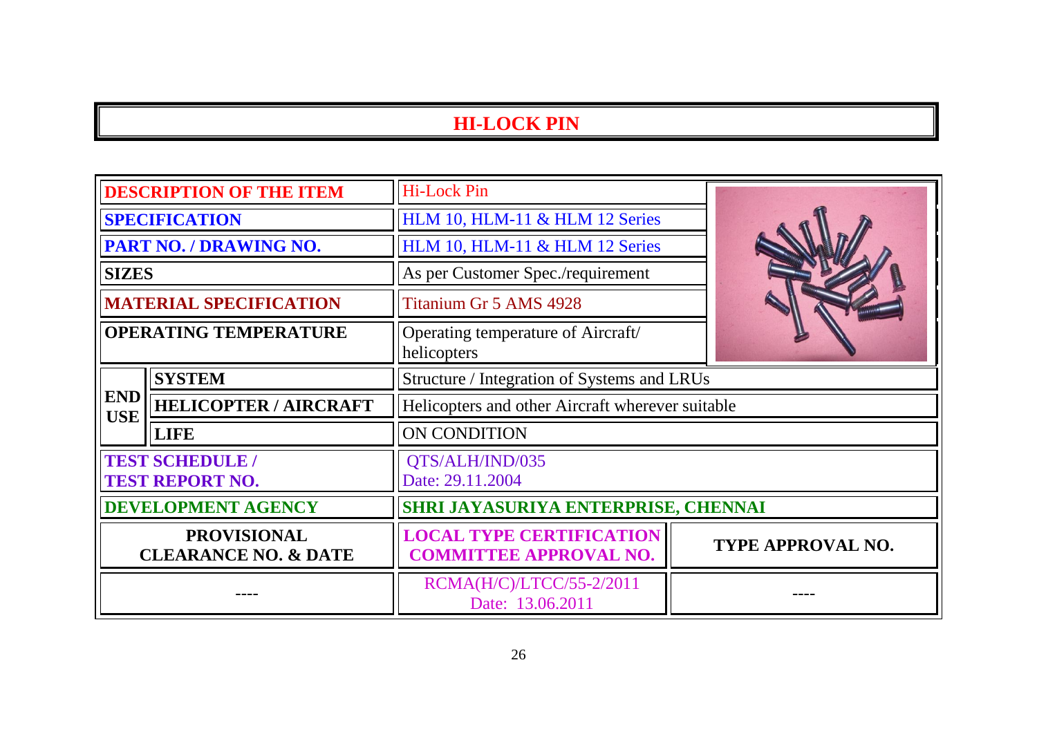# HI-LOCK PIN

| | | | |
|---|---|---|---|
| **DESCRIPTION OF THE ITEM** | | Hi-Lock Pin | |
| **SPECIFICATION** | | HLM 10, HLM-11 & HLM 12 Series | |
| **PART NO. / DRAWING NO.** | | HLM 10, HLM-11 & HLM 12 Series | |
| **SIZES** | | As per Customer Spec./requirement | |
| **MATERIAL SPECIFICATION** | | Titanium Gr 5 AMS 4928 | |
| **OPERATING TEMPERATURE** | | Operating temperature of Aircraft/ helicopters | |
| **END USE** | **SYSTEM** | Structure / Integration of Systems and LRUs | |
| | **HELICOPTER / AIRCRAFT** | Helicopters and other Aircraft wherever suitable | |
| | **LIFE** | ON CONDITION | |
| **TEST SCHEDULE / TEST REPORT NO.** | | QTS/ALH/IND/035 Date: 29.11.2004 | |
| **DEVELOPMENT AGENCY** | | **SHRI JAYASURIYA ENTERPRISE, CHENNAI** | |
| **PROVISIONAL CLEARANCE NO. & DATE** | | **LOCAL TYPE CERTIFICATION COMMITTEE APPROVAL NO.** | **TYPE APPROVAL NO.** |
| ---- | | RCMA(H/C)/LTCC/55-2/2011 Date: 13.06.2011 | ---- |